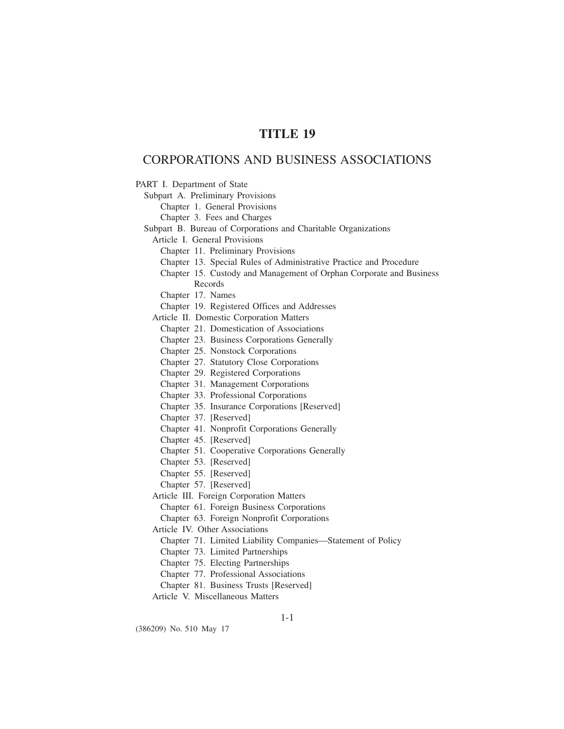# TITLE 19

## CORPORATIONS AND BUSINESS ASSOCIATIONS

PART I. Department of State
- Subpart A. Preliminary Provisions
  - Chapter 1. General Provisions
  - Chapter 3. Fees and Charges
- Subpart B. Bureau of Corporations and Charitable Organizations
  - Article I. General Provisions
    - Chapter 11. Preliminary Provisions
    - Chapter 13. Special Rules of Administrative Practice and Procedure
    - Chapter 15. Custody and Management of Orphan Corporate and Business Records
    - Chapter 17. Names
    - Chapter 19. Registered Offices and Addresses
  - Article II. Domestic Corporation Matters
    - Chapter 21. Domestication of Associations
    - Chapter 23. Business Corporations Generally
    - Chapter 25. Nonstock Corporations
    - Chapter 27. Statutory Close Corporations
    - Chapter 29. Registered Corporations
    - Chapter 31. Management Corporations
    - Chapter 33. Professional Corporations
    - Chapter 35. Insurance Corporations [Reserved]
    - Chapter 37. [Reserved]
    - Chapter 41. Nonprofit Corporations Generally
    - Chapter 45. [Reserved]
    - Chapter 51. Cooperative Corporations Generally
    - Chapter 53. [Reserved]
    - Chapter 55. [Reserved]
    - Chapter 57. [Reserved]
  - Article III. Foreign Corporation Matters
    - Chapter 61. Foreign Business Corporations
    - Chapter 63. Foreign Nonprofit Corporations
  - Article IV. Other Associations
    - Chapter 71. Limited Liability Companies—Statement of Policy
    - Chapter 73. Limited Partnerships
    - Chapter 75. Electing Partnerships
    - Chapter 77. Professional Associations
    - Chapter 81. Business Trusts [Reserved]
  - Article V. Miscellaneous Matters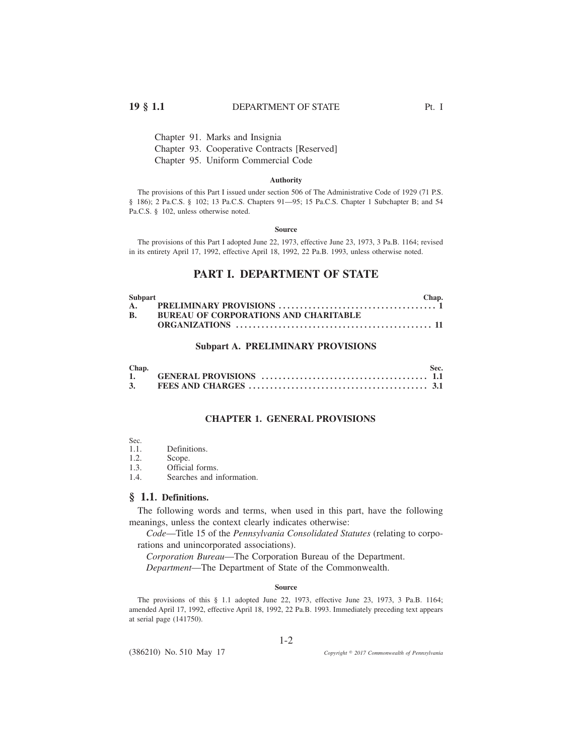Chapter 91. Marks and Insignia
Chapter 93. Cooperative Contracts [Reserved]
Chapter 95. Uniform Commercial Code

#### Authority

The provisions of this Part I issued under section 506 of The Administrative Code of 1929 (71 P.S. § 186); 2 Pa.C.S. § 102; 13 Pa.C.S. Chapters 91—95; 15 Pa.C.S. Chapter 1 Subchapter B; and 54 Pa.C.S. § 102, unless otherwise noted.

#### Source

The provisions of this Part I adopted June 22, 1973, effective June 23, 1973, 3 Pa.B. 1164; revised in its entirety April 17, 1992, effective April 18, 1992, 22 Pa.B. 1993, unless otherwise noted.

# PART I. DEPARTMENT OF STATE

| Subpart | | Chap. |
|---|---|---|
| **A.** | **PRELIMINARY PROVISIONS** | **1** |
| **B.** | **BUREAU OF CORPORATIONS AND CHARITABLE ORGANIZATIONS** | **11** |

## Subpart A. PRELIMINARY PROVISIONS

| Chap. | | Sec. |
|---|---|---|
| **1.** | **GENERAL PROVISIONS** | **1.1** |
| **3.** | **FEES AND CHARGES** | **3.1** |

### CHAPTER 1. GENERAL PROVISIONS

Sec.
1.1. Definitions.
1.2. Scope.
1.3. Official forms.
1.4. Searches and information.

### § 1.1. Definitions.

The following words and terms, when used in this part, have the following meanings, unless the context clearly indicates otherwise:

*Code*—Title 15 of the *Pennsylvania Consolidated Statutes* (relating to corporations and unincorporated associations).

*Corporation Bureau*—The Corporation Bureau of the Department.

*Department*—The Department of State of the Commonwealth.

#### Source

The provisions of this § 1.1 adopted June 22, 1973, effective June 23, 1973, 3 Pa.B. 1164; amended April 17, 1992, effective April 18, 1992, 22 Pa.B. 1993. Immediately preceding text appears at serial page (141750).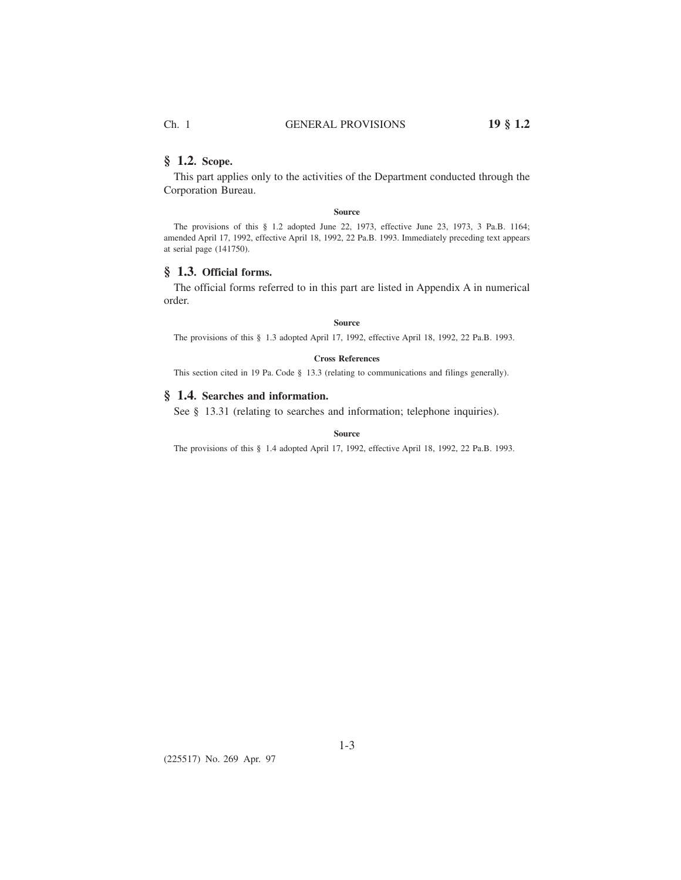## § 1.2. Scope.

This part applies only to the activities of the Department conducted through the Corporation Bureau.

**Source**

The provisions of this § 1.2 adopted June 22, 1973, effective June 23, 1973, 3 Pa.B. 1164; amended April 17, 1992, effective April 18, 1992, 22 Pa.B. 1993. Immediately preceding text appears at serial page (141750).

## § 1.3. Official forms.

The official forms referred to in this part are listed in Appendix A in numerical order.

**Source**

The provisions of this § 1.3 adopted April 17, 1992, effective April 18, 1992, 22 Pa.B. 1993.

**Cross References**

This section cited in 19 Pa. Code § 13.3 (relating to communications and filings generally).

## § 1.4. Searches and information.

See § 13.31 (relating to searches and information; telephone inquiries).

**Source**

The provisions of this § 1.4 adopted April 17, 1992, effective April 18, 1992, 22 Pa.B. 1993.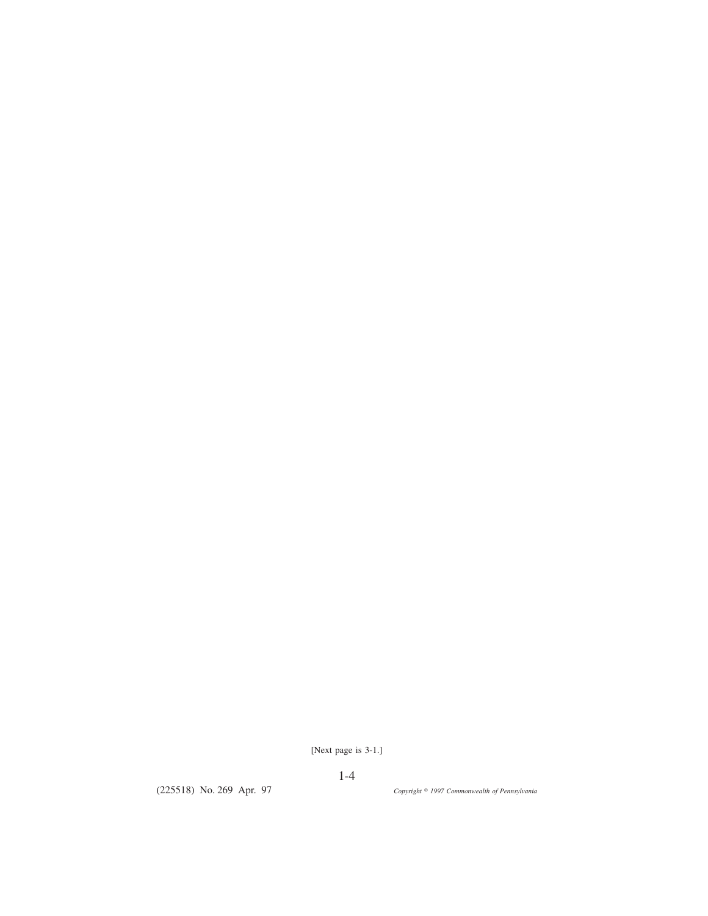[Next page is 3-1.]